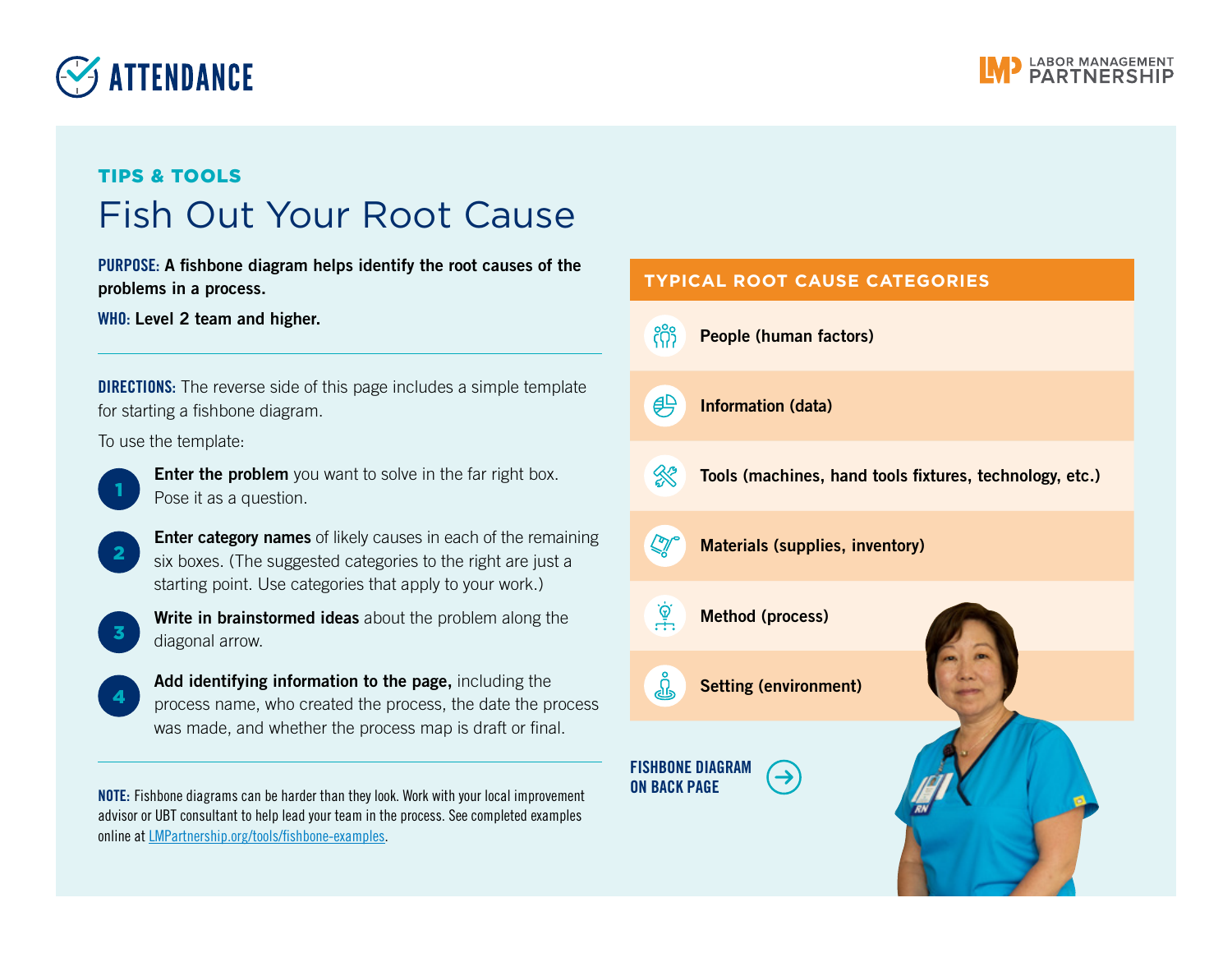ATTENDANCE

LABOR MANAGEMENT PARTNERSHIP

TIPS & TOOLS

# Fish Out Your Root Cause

**PURPOSE: A fishbone diagram helps identify the root causes of the problems in a process.**

**WHO: Level 2 team and higher.**

**DIRECTIONS:** The reverse side of this page includes a simple template for starting a fishbone diagram.

To use the template:

1. **Enter the problem** you want to solve in the far right box. Pose it as a question.
2. **Enter category names** of likely causes in each of the remaining six boxes. (The suggested categories to the right are just a starting point. Use categories that apply to your work.)
3. **Write in brainstormed ideas** about the problem along the diagonal arrow.
4. **Add identifying information to the page,** including the process name, who created the process, the date the process was made, and whether the process map is draft or final.

**NOTE:** Fishbone diagrams can be harder than they look. Work with your local improvement advisor or UBT consultant to help lead your team in the process. See completed examples online at [LMPartnership.org/tools/fishbone-examples](LMPartnership.org/tools/fishbone-examples).

## TYPICAL ROOT CAUSE CATEGORIES

- **People (human factors)**
- **Information (data)**
- **Tools (machines, hand tools fixtures, technology, etc.)**
- **Materials (supplies, inventory)**
- **Method (process)**
- **Setting (environment)**

FISHBONE DIAGRAM ON BACK PAGE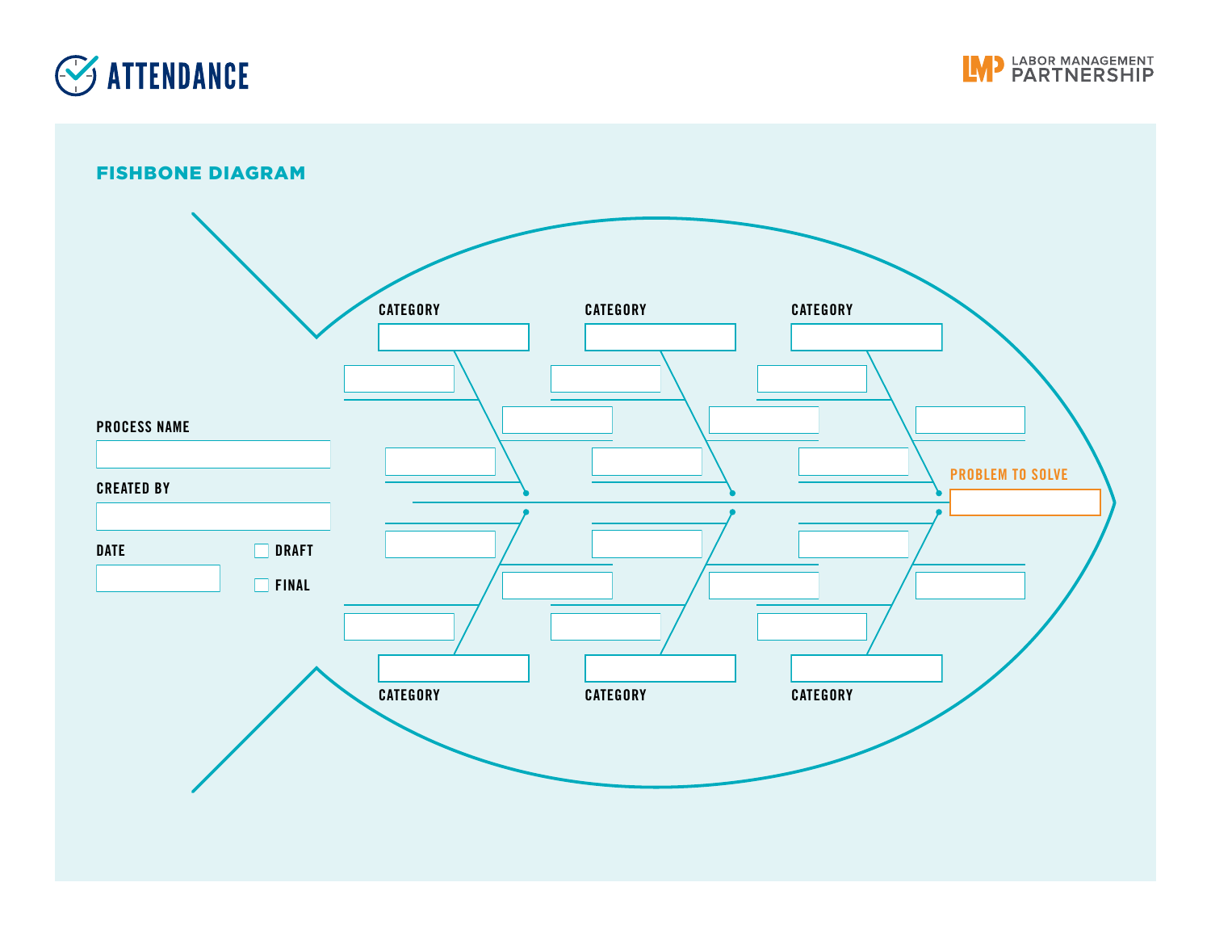# ATTENDANCE

LABOR MANAGEMENT PARTNERSHIP

## FISHBONE DIAGRAM

PROCESS NAME

CREATED BY

DATE

☐ DRAFT

☐ FINAL

CATEGORY

CATEGORY

CATEGORY

PROBLEM TO SOLVE

CATEGORY

CATEGORY

CATEGORY